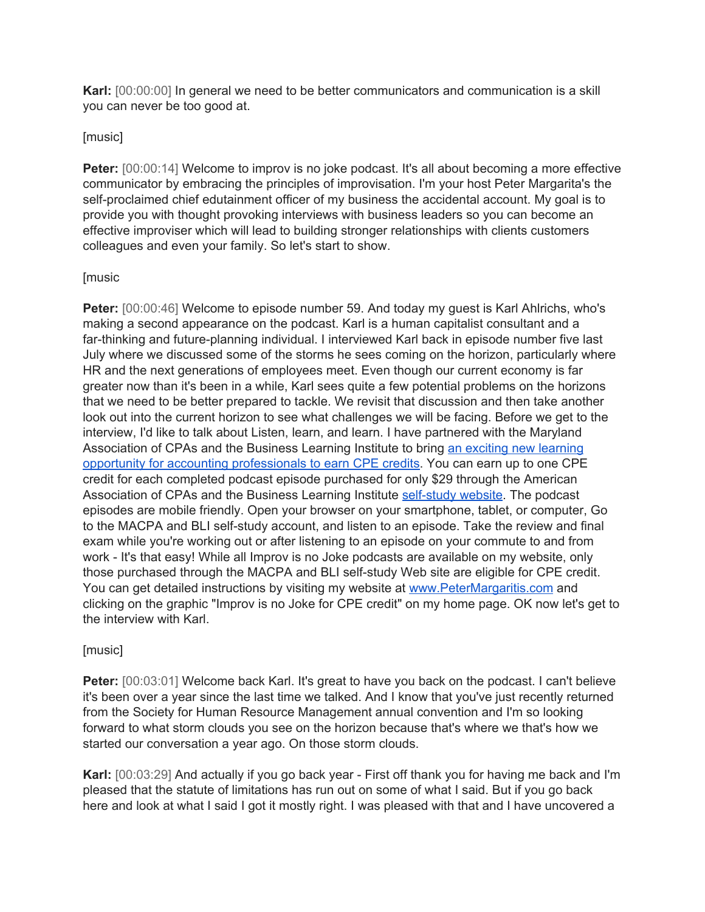**Karl:** [00:00:00] In general we need to be better communicators and communication is a skill you can never be too good at.

[music]

**Peter:** [00:00:14] Welcome to improv is no joke podcast. It's all about becoming a more effective communicator by embracing the principles of improvisation. I'm your host Peter Margarita's the self-proclaimed chief edutainment officer of my business the accidental account. My goal is to provide you with thought provoking interviews with business leaders so you can become an effective improviser which will lead to building stronger relationships with clients customers colleagues and even your family. So let's start to show.

[music

**Peter:** [00:00:46] Welcome to episode number 59. And today my guest is Karl Ahlrichs, who's making a second appearance on the podcast. Karl is a human capitalist consultant and a far-thinking and future-planning individual. I interviewed Karl back in episode number five last July where we discussed some of the storms he sees coming on the horizon, particularly where HR and the next generations of employees meet. Even though our current economy is far greater now than it's been in a while, Karl sees quite a few potential problems on the horizons that we need to be better prepared to tackle. We revisit that discussion and then take another look out into the current horizon to see what challenges we will be facing. Before we get to the interview, I'd like to talk about Listen, learn, and learn. I have partnered with the Maryland Association of CPAs and the Business Learning Institute to bring [an exciting new learning opportunity for accounting professionals to earn CPE credits](). You can earn up to one CPE credit for each completed podcast episode purchased for only $29 through the American Association of CPAs and the Business Learning Institute [self-study website](). The podcast episodes are mobile friendly. Open your browser on your smartphone, tablet, or computer, Go to the MACPA and BLI self-study account, and listen to an episode. Take the review and final exam while you're working out or after listening to an episode on your commute to and from work - It's that easy! While all Improv is no Joke podcasts are available on my website, only those purchased through the MACPA and BLI self-study Web site are eligible for CPE credit. You can get detailed instructions by visiting my website at [www.PeterMargaritis.com]() and clicking on the graphic "Improv is no Joke for CPE credit" on my home page. OK now let's get to the interview with Karl.

[music]

**Peter:** [00:03:01] Welcome back Karl. It's great to have you back on the podcast. I can't believe it's been over a year since the last time we talked. And I know that you've just recently returned from the Society for Human Resource Management annual convention and I'm so looking forward to what storm clouds you see on the horizon because that's where we that's how we started our conversation a year ago. On those storm clouds.

**Karl:** [00:03:29] And actually if you go back year - First off thank you for having me back and I'm pleased that the statute of limitations has run out on some of what I said. But if you go back here and look at what I said I got it mostly right. I was pleased with that and I have uncovered a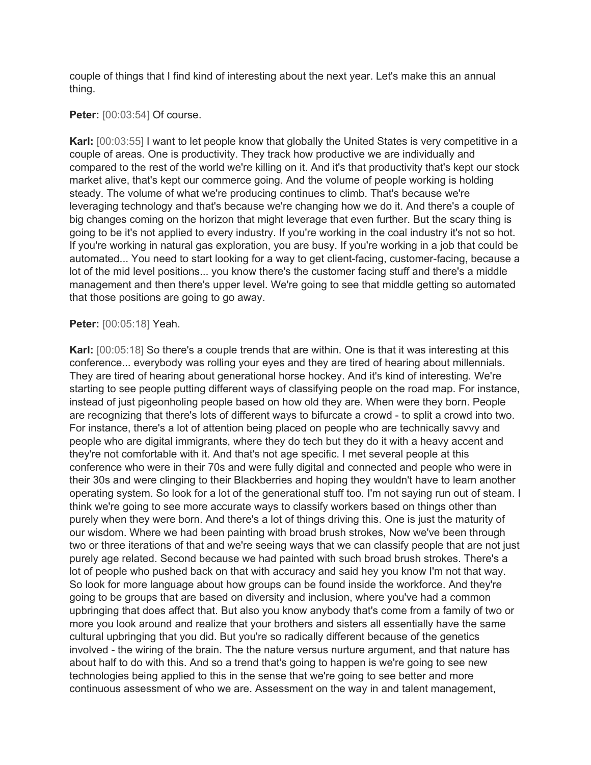couple of things that I find kind of interesting about the next year. Let's make this an annual thing.

**Peter:** [00:03:54] Of course.

**Karl:** [00:03:55] I want to let people know that globally the United States is very competitive in a couple of areas. One is productivity. They track how productive we are individually and compared to the rest of the world we're killing on it. And it's that productivity that's kept our stock market alive, that's kept our commerce going. And the volume of people working is holding steady. The volume of what we're producing continues to climb. That's because we're leveraging technology and that's because we're changing how we do it. And there's a couple of big changes coming on the horizon that might leverage that even further. But the scary thing is going to be it's not applied to every industry. If you're working in the coal industry it's not so hot. If you're working in natural gas exploration, you are busy. If you're working in a job that could be automated... You need to start looking for a way to get client-facing, customer-facing, because a lot of the mid level positions... you know there's the customer facing stuff and there's a middle management and then there's upper level. We're going to see that middle getting so automated that those positions are going to go away.

**Peter:** [00:05:18] Yeah.

**Karl:** [00:05:18] So there's a couple trends that are within. One is that it was interesting at this conference... everybody was rolling your eyes and they are tired of hearing about millennials. They are tired of hearing about generational horse hockey. And it's kind of interesting. We're starting to see people putting different ways of classifying people on the road map. For instance, instead of just pigeonholing people based on how old they are. When were they born. People are recognizing that there's lots of different ways to bifurcate a crowd - to split a crowd into two. For instance, there's a lot of attention being placed on people who are technically savvy and people who are digital immigrants, where they do tech but they do it with a heavy accent and they're not comfortable with it. And that's not age specific. I met several people at this conference who were in their 70s and were fully digital and connected and people who were in their 30s and were clinging to their Blackberries and hoping they wouldn't have to learn another operating system. So look for a lot of the generational stuff too. I'm not saying run out of steam. I think we're going to see more accurate ways to classify workers based on things other than purely when they were born. And there's a lot of things driving this. One is just the maturity of our wisdom. Where we had been painting with broad brush strokes, Now we've been through two or three iterations of that and we're seeing ways that we can classify people that are not just purely age related. Second because we had painted with such broad brush strokes. There's a lot of people who pushed back on that with accuracy and said hey you know I'm not that way. So look for more language about how groups can be found inside the workforce. And they're going to be groups that are based on diversity and inclusion, where you've had a common upbringing that does affect that. But also you know anybody that's come from a family of two or more you look around and realize that your brothers and sisters all essentially have the same cultural upbringing that you did. But you're so radically different because of the genetics involved - the wiring of the brain. The the nature versus nurture argument, and that nature has about half to do with this. And so a trend that's going to happen is we're going to see new technologies being applied to this in the sense that we're going to see better and more continuous assessment of who we are. Assessment on the way in and talent management,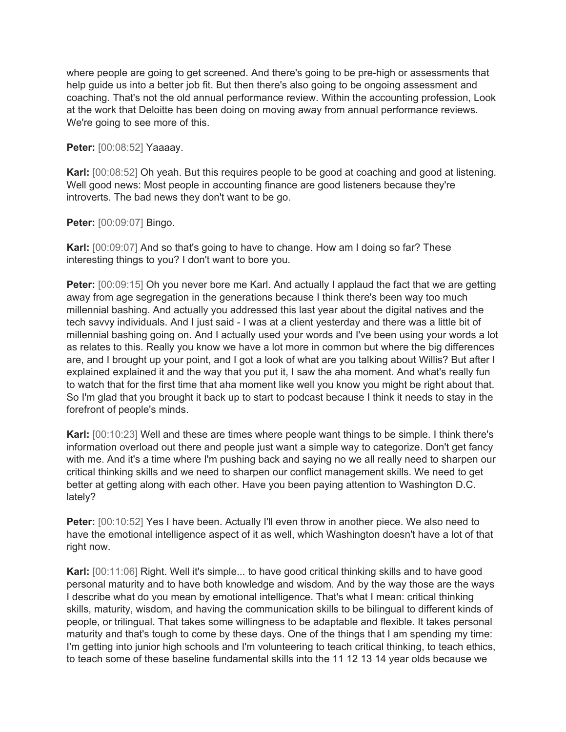where people are going to get screened. And there's going to be pre-high or assessments that help guide us into a better job fit. But then there's also going to be ongoing assessment and coaching. That's not the old annual performance review. Within the accounting profession, Look at the work that Deloitte has been doing on moving away from annual performance reviews. We're going to see more of this.

**Peter:** [00:08:52] Yaaaay.

**Karl:** [00:08:52] Oh yeah. But this requires people to be good at coaching and good at listening. Well good news: Most people in accounting finance are good listeners because they're introverts. The bad news they don't want to be go.

**Peter:** [00:09:07] Bingo.

**Karl:** [00:09:07] And so that's going to have to change. How am I doing so far? These interesting things to you? I don't want to bore you.

**Peter:** [00:09:15] Oh you never bore me Karl. And actually I applaud the fact that we are getting away from age segregation in the generations because I think there's been way too much millennial bashing. And actually you addressed this last year about the digital natives and the tech savvy individuals. And I just said - I was at a client yesterday and there was a little bit of millennial bashing going on. And I actually used your words and I've been using your words a lot as relates to this. Really you know we have a lot more in common but where the big differences are, and I brought up your point, and I got a look of what are you talking about Willis? But after I explained explained it and the way that you put it, I saw the aha moment. And what's really fun to watch that for the first time that aha moment like well you know you might be right about that. So I'm glad that you brought it back up to start to podcast because I think it needs to stay in the forefront of people's minds.

**Karl:** [00:10:23] Well and these are times where people want things to be simple. I think there's information overload out there and people just want a simple way to categorize. Don't get fancy with me. And it's a time where I'm pushing back and saying no we all really need to sharpen our critical thinking skills and we need to sharpen our conflict management skills. We need to get better at getting along with each other. Have you been paying attention to Washington D.C. lately?

**Peter:** [00:10:52] Yes I have been. Actually I'll even throw in another piece. We also need to have the emotional intelligence aspect of it as well, which Washington doesn't have a lot of that right now.

**Karl:** [00:11:06] Right. Well it's simple... to have good critical thinking skills and to have good personal maturity and to have both knowledge and wisdom. And by the way those are the ways I describe what do you mean by emotional intelligence. That's what I mean: critical thinking skills, maturity, wisdom, and having the communication skills to be bilingual to different kinds of people, or trilingual. That takes some willingness to be adaptable and flexible. It takes personal maturity and that's tough to come by these days. One of the things that I am spending my time: I'm getting into junior high schools and I'm volunteering to teach critical thinking, to teach ethics, to teach some of these baseline fundamental skills into the 11 12 13 14 year olds because we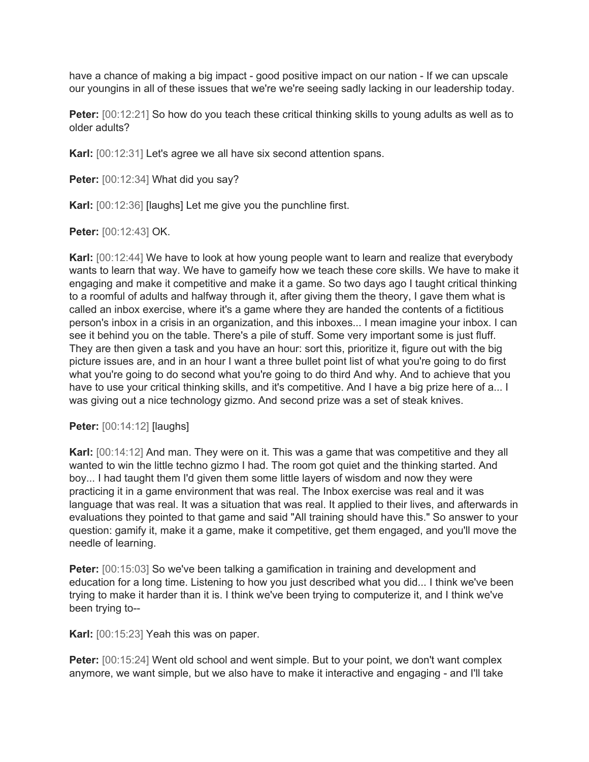have a chance of making a big impact - good positive impact on our nation - If we can upscale our youngins in all of these issues that we're we're seeing sadly lacking in our leadership today.

**Peter:** [00:12:21] So how do you teach these critical thinking skills to young adults as well as to older adults?

**Karl:** [00:12:31] Let's agree we all have six second attention spans.

**Peter:** [00:12:34] What did you say?

**Karl:** [00:12:36] [laughs] Let me give you the punchline first.

**Peter:** [00:12:43] OK.

**Karl:** [00:12:44] We have to look at how young people want to learn and realize that everybody wants to learn that way. We have to gameify how we teach these core skills. We have to make it engaging and make it competitive and make it a game. So two days ago I taught critical thinking to a roomful of adults and halfway through it, after giving them the theory, I gave them what is called an inbox exercise, where it's a game where they are handed the contents of a fictitious person's inbox in a crisis in an organization, and this inboxes... I mean imagine your inbox. I can see it behind you on the table. There's a pile of stuff. Some very important some is just fluff. They are then given a task and you have an hour: sort this, prioritize it, figure out with the big picture issues are, and in an hour I want a three bullet point list of what you're going to do first what you're going to do second what you're going to do third And why. And to achieve that you have to use your critical thinking skills, and it's competitive. And I have a big prize here of a... I was giving out a nice technology gizmo. And second prize was a set of steak knives.

**Peter:** [00:14:12] [laughs]

**Karl:** [00:14:12] And man. They were on it. This was a game that was competitive and they all wanted to win the little techno gizmo I had. The room got quiet and the thinking started. And boy... I had taught them I'd given them some little layers of wisdom and now they were practicing it in a game environment that was real. The Inbox exercise was real and it was language that was real. It was a situation that was real. It applied to their lives, and afterwards in evaluations they pointed to that game and said "All training should have this." So answer to your question: gamify it, make it a game, make it competitive, get them engaged, and you'll move the needle of learning.

**Peter:** [00:15:03] So we've been talking a gamification in training and development and education for a long time. Listening to how you just described what you did... I think we've been trying to make it harder than it is. I think we've been trying to computerize it, and I think we've been trying to--

**Karl:** [00:15:23] Yeah this was on paper.

**Peter:** [00:15:24] Went old school and went simple. But to your point, we don't want complex anymore, we want simple, but we also have to make it interactive and engaging - and I'll take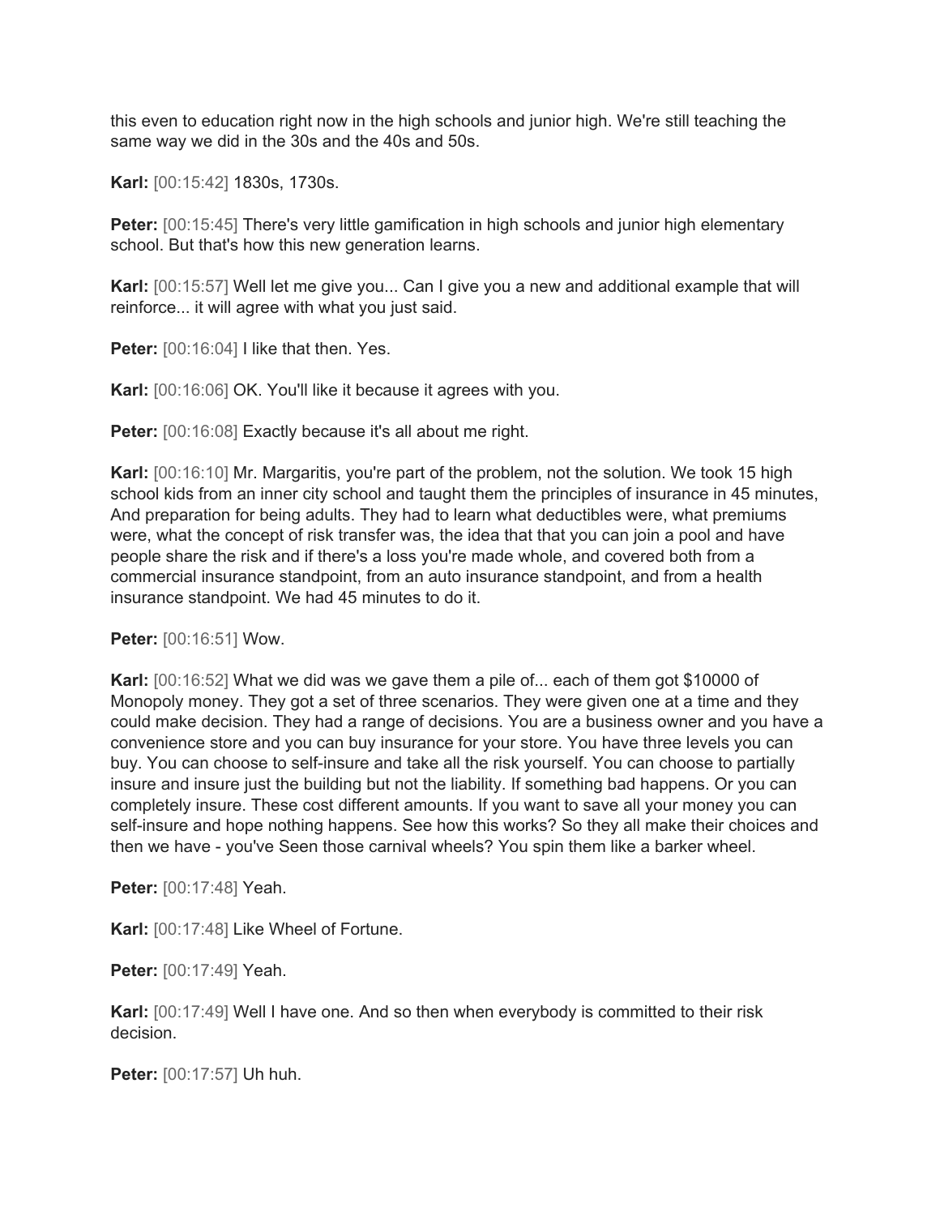this even to education right now in the high schools and junior high. We're still teaching the same way we did in the 30s and the 40s and 50s.

**Karl:** [00:15:42] 1830s, 1730s.

**Peter:** [00:15:45] There's very little gamification in high schools and junior high elementary school. But that's how this new generation learns.

**Karl:** [00:15:57] Well let me give you... Can I give you a new and additional example that will reinforce... it will agree with what you just said.

**Peter:** [00:16:04] I like that then. Yes.

**Karl:** [00:16:06] OK. You'll like it because it agrees with you.

**Peter:** [00:16:08] Exactly because it's all about me right.

**Karl:** [00:16:10] Mr. Margaritis, you're part of the problem, not the solution. We took 15 high school kids from an inner city school and taught them the principles of insurance in 45 minutes, And preparation for being adults. They had to learn what deductibles were, what premiums were, what the concept of risk transfer was, the idea that that you can join a pool and have people share the risk and if there's a loss you're made whole, and covered both from a commercial insurance standpoint, from an auto insurance standpoint, and from a health insurance standpoint. We had 45 minutes to do it.

**Peter:** [00:16:51] Wow.

**Karl:** [00:16:52] What we did was we gave them a pile of... each of them got $10000 of Monopoly money. They got a set of three scenarios. They were given one at a time and they could make decision. They had a range of decisions. You are a business owner and you have a convenience store and you can buy insurance for your store. You have three levels you can buy. You can choose to self-insure and take all the risk yourself. You can choose to partially insure and insure just the building but not the liability. If something bad happens. Or you can completely insure. These cost different amounts. If you want to save all your money you can self-insure and hope nothing happens. See how this works? So they all make their choices and then we have - you've Seen those carnival wheels? You spin them like a barker wheel.

**Peter:** [00:17:48] Yeah.

**Karl:** [00:17:48] Like Wheel of Fortune.

**Peter:** [00:17:49] Yeah.

**Karl:** [00:17:49] Well I have one. And so then when everybody is committed to their risk decision.

**Peter:** [00:17:57] Uh huh.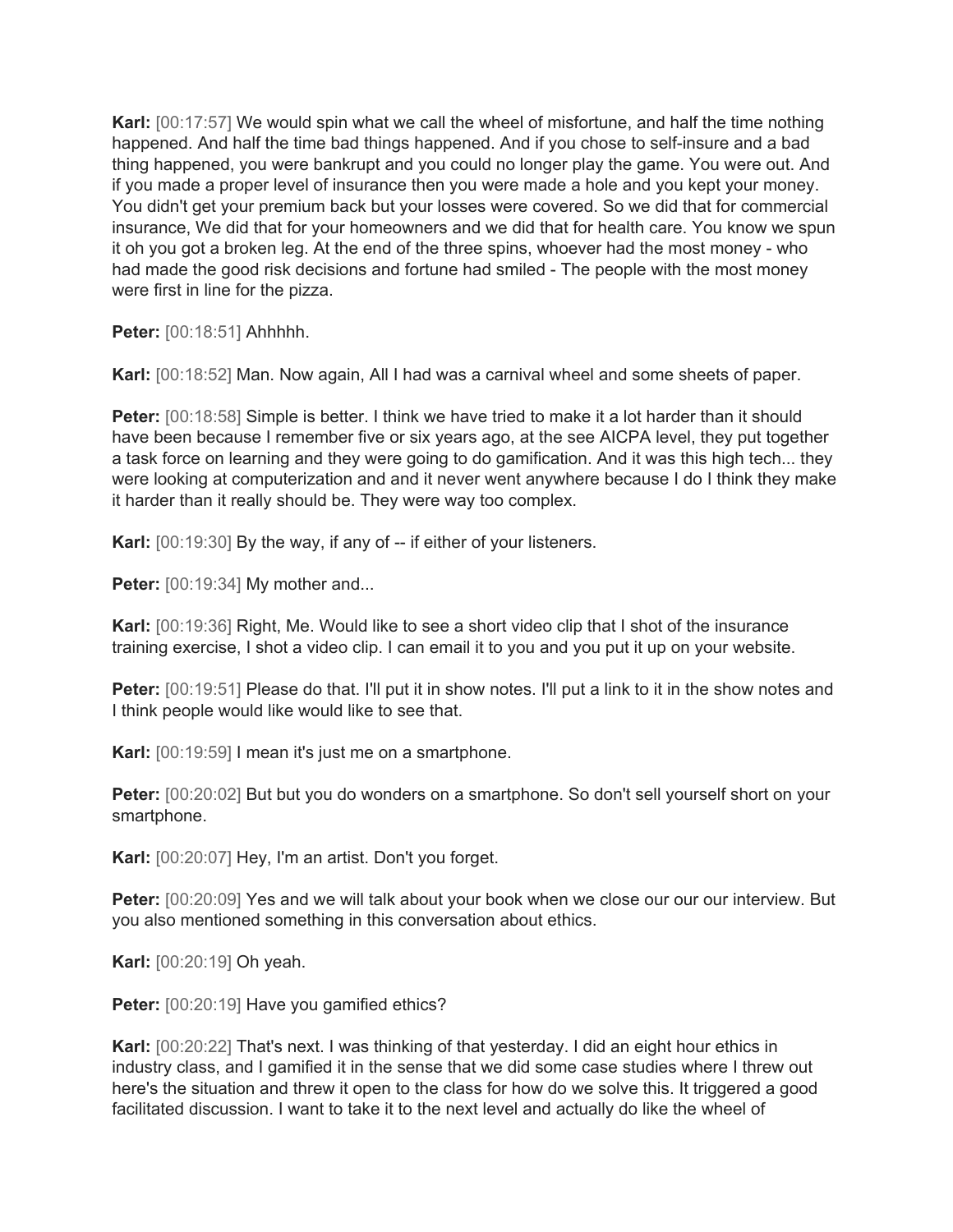**Karl:** [00:17:57] We would spin what we call the wheel of misfortune, and half the time nothing happened. And half the time bad things happened. And if you chose to self-insure and a bad thing happened, you were bankrupt and you could no longer play the game. You were out. And if you made a proper level of insurance then you were made a hole and you kept your money. You didn't get your premium back but your losses were covered. So we did that for commercial insurance, We did that for your homeowners and we did that for health care. You know we spun it oh you got a broken leg. At the end of the three spins, whoever had the most money - who had made the good risk decisions and fortune had smiled - The people with the most money were first in line for the pizza.

**Peter:** [00:18:51] Ahhhhh.

**Karl:** [00:18:52] Man. Now again, All I had was a carnival wheel and some sheets of paper.

**Peter:** [00:18:58] Simple is better. I think we have tried to make it a lot harder than it should have been because I remember five or six years ago, at the see AICPA level, they put together a task force on learning and they were going to do gamification. And it was this high tech... they were looking at computerization and and it never went anywhere because I do I think they make it harder than it really should be. They were way too complex.

**Karl:** [00:19:30] By the way, if any of -- if either of your listeners.

**Peter:** [00:19:34] My mother and...

**Karl:** [00:19:36] Right, Me. Would like to see a short video clip that I shot of the insurance training exercise, I shot a video clip. I can email it to you and you put it up on your website.

**Peter:** [00:19:51] Please do that. I'll put it in show notes. I'll put a link to it in the show notes and I think people would like would like to see that.

**Karl:** [00:19:59] I mean it's just me on a smartphone.

**Peter:** [00:20:02] But but you do wonders on a smartphone. So don't sell yourself short on your smartphone.

**Karl:** [00:20:07] Hey, I'm an artist. Don't you forget.

**Peter:** [00:20:09] Yes and we will talk about your book when we close our our our interview. But you also mentioned something in this conversation about ethics.

**Karl:** [00:20:19] Oh yeah.

**Peter:** [00:20:19] Have you gamified ethics?

**Karl:** [00:20:22] That's next. I was thinking of that yesterday. I did an eight hour ethics in industry class, and I gamified it in the sense that we did some case studies where I threw out here's the situation and threw it open to the class for how do we solve this. It triggered a good facilitated discussion. I want to take it to the next level and actually do like the wheel of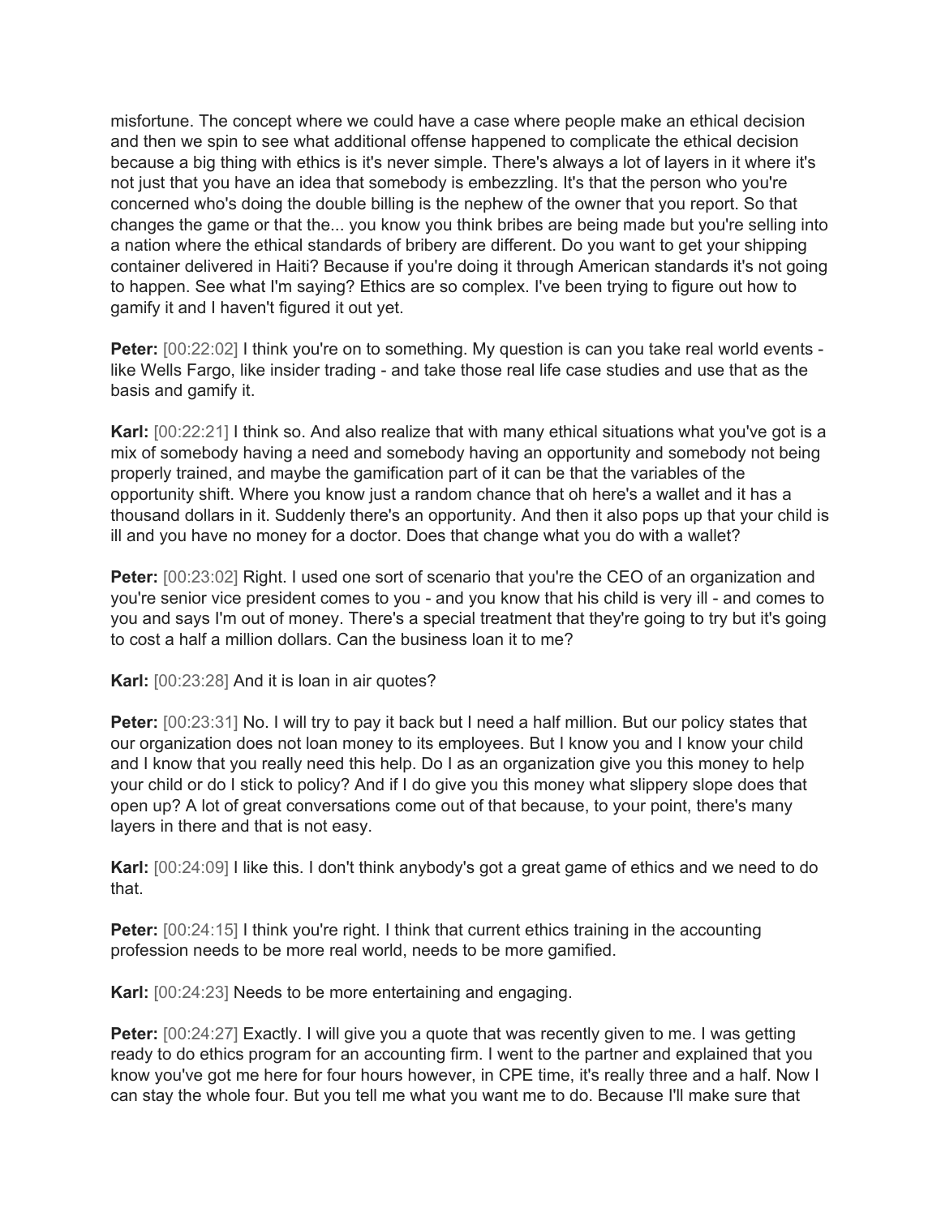misfortune. The concept where we could have a case where people make an ethical decision and then we spin to see what additional offense happened to complicate the ethical decision because a big thing with ethics is it's never simple. There's always a lot of layers in it where it's not just that you have an idea that somebody is embezzling. It's that the person who you're concerned who's doing the double billing is the nephew of the owner that you report. So that changes the game or that the... you know you think bribes are being made but you're selling into a nation where the ethical standards of bribery are different. Do you want to get your shipping container delivered in Haiti? Because if you're doing it through American standards it's not going to happen. See what I'm saying? Ethics are so complex. I've been trying to figure out how to gamify it and I haven't figured it out yet.

**Peter:** [00:22:02] I think you're on to something. My question is can you take real world events - like Wells Fargo, like insider trading - and take those real life case studies and use that as the basis and gamify it.

**Karl:** [00:22:21] I think so. And also realize that with many ethical situations what you've got is a mix of somebody having a need and somebody having an opportunity and somebody not being properly trained, and maybe the gamification part of it can be that the variables of the opportunity shift. Where you know just a random chance that oh here's a wallet and it has a thousand dollars in it. Suddenly there's an opportunity. And then it also pops up that your child is ill and you have no money for a doctor. Does that change what you do with a wallet?

**Peter:** [00:23:02] Right. I used one sort of scenario that you're the CEO of an organization and you're senior vice president comes to you - and you know that his child is very ill - and comes to you and says I'm out of money. There's a special treatment that they're going to try but it's going to cost a half a million dollars. Can the business loan it to me?

**Karl:** [00:23:28] And it is loan in air quotes?

**Peter:** [00:23:31] No. I will try to pay it back but I need a half million. But our policy states that our organization does not loan money to its employees. But I know you and I know your child and I know that you really need this help. Do I as an organization give you this money to help your child or do I stick to policy? And if I do give you this money what slippery slope does that open up? A lot of great conversations come out of that because, to your point, there's many layers in there and that is not easy.

**Karl:** [00:24:09] I like this. I don't think anybody's got a great game of ethics and we need to do that.

**Peter:** [00:24:15] I think you're right. I think that current ethics training in the accounting profession needs to be more real world, needs to be more gamified.

**Karl:** [00:24:23] Needs to be more entertaining and engaging.

**Peter:** [00:24:27] Exactly. I will give you a quote that was recently given to me. I was getting ready to do ethics program for an accounting firm. I went to the partner and explained that you know you've got me here for four hours however, in CPE time, it's really three and a half. Now I can stay the whole four. But you tell me what you want me to do. Because I'll make sure that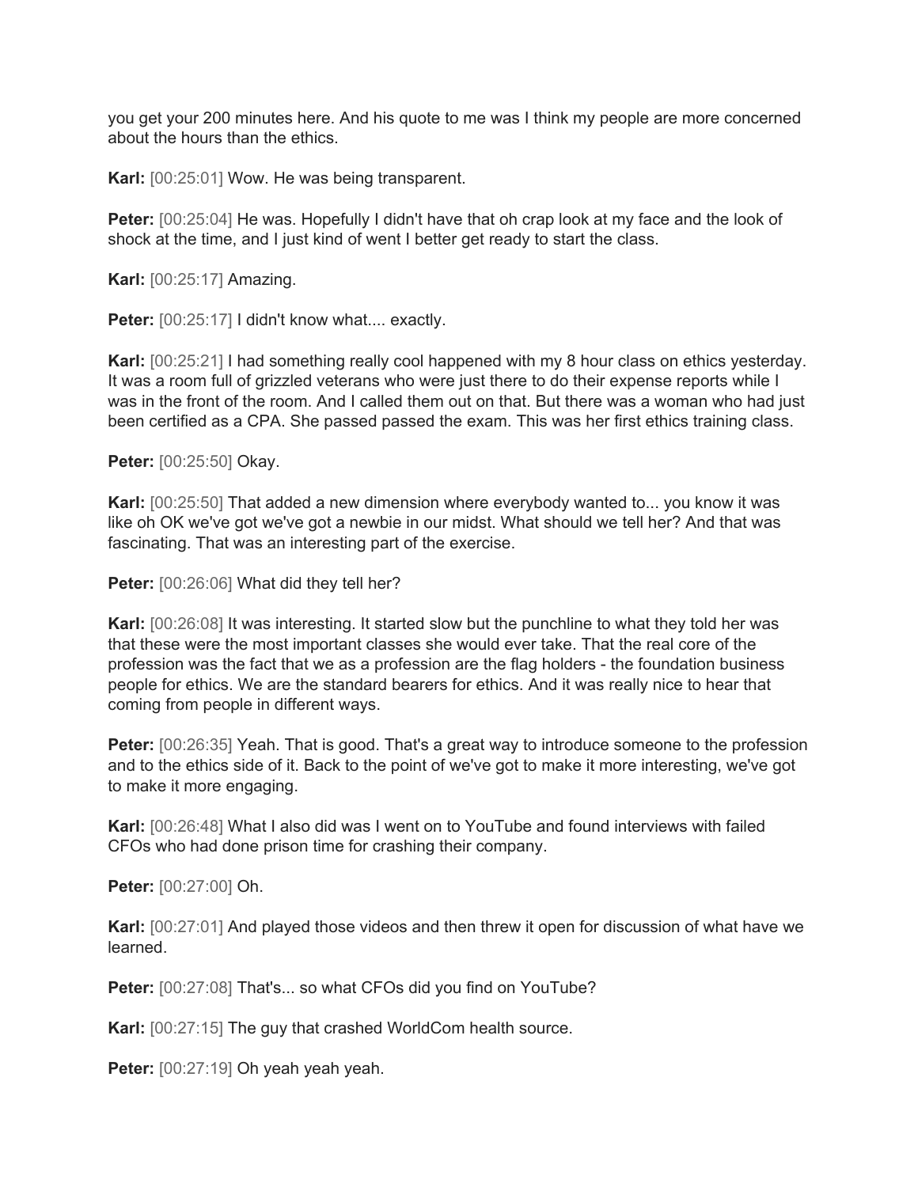you get your 200 minutes here. And his quote to me was I think my people are more concerned about the hours than the ethics.

**Karl:** [00:25:01] Wow. He was being transparent.

**Peter:** [00:25:04] He was. Hopefully I didn't have that oh crap look at my face and the look of shock at the time, and I just kind of went I better get ready to start the class.

**Karl:** [00:25:17] Amazing.

**Peter:** [00:25:17] I didn't know what.... exactly.

**Karl:** [00:25:21] I had something really cool happened with my 8 hour class on ethics yesterday. It was a room full of grizzled veterans who were just there to do their expense reports while I was in the front of the room. And I called them out on that. But there was a woman who had just been certified as a CPA. She passed passed the exam. This was her first ethics training class.

**Peter:** [00:25:50] Okay.

**Karl:** [00:25:50] That added a new dimension where everybody wanted to... you know it was like oh OK we've got we've got a newbie in our midst. What should we tell her? And that was fascinating. That was an interesting part of the exercise.

**Peter:** [00:26:06] What did they tell her?

**Karl:** [00:26:08] It was interesting. It started slow but the punchline to what they told her was that these were the most important classes she would ever take. That the real core of the profession was the fact that we as a profession are the flag holders - the foundation business people for ethics. We are the standard bearers for ethics. And it was really nice to hear that coming from people in different ways.

**Peter:** [00:26:35] Yeah. That is good. That's a great way to introduce someone to the profession and to the ethics side of it. Back to the point of we've got to make it more interesting, we've got to make it more engaging.

**Karl:** [00:26:48] What I also did was I went on to YouTube and found interviews with failed CFOs who had done prison time for crashing their company.

**Peter:** [00:27:00] Oh.

**Karl:** [00:27:01] And played those videos and then threw it open for discussion of what have we learned.

**Peter:** [00:27:08] That's... so what CFOs did you find on YouTube?

**Karl:** [00:27:15] The guy that crashed WorldCom health source.

**Peter:** [00:27:19] Oh yeah yeah yeah.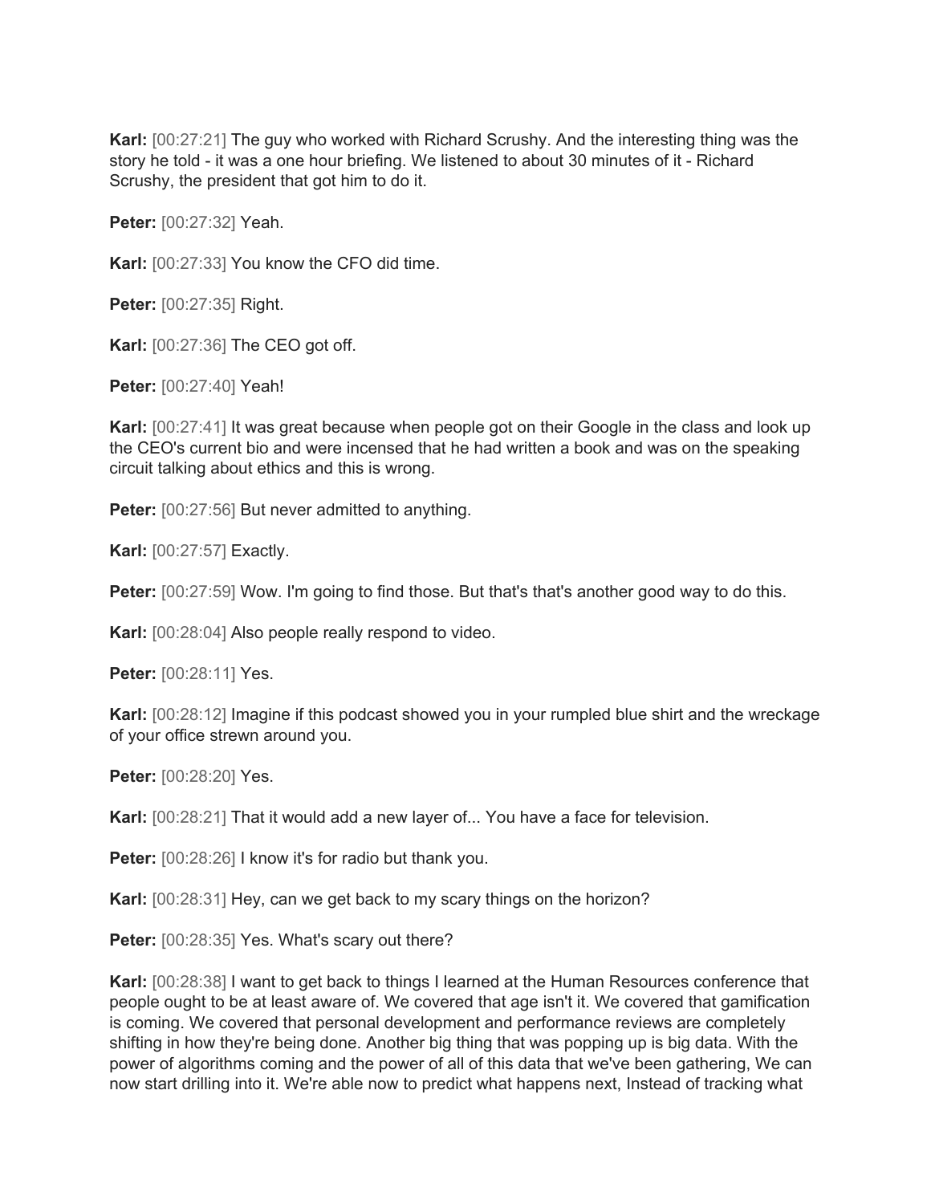**Karl:** [00:27:21] The guy who worked with Richard Scrushy. And the interesting thing was the story he told - it was a one hour briefing. We listened to about 30 minutes of it - Richard Scrushy, the president that got him to do it.

**Peter:** [00:27:32] Yeah.

**Karl:** [00:27:33] You know the CFO did time.

**Peter:** [00:27:35] Right.

**Karl:** [00:27:36] The CEO got off.

**Peter:** [00:27:40] Yeah!

**Karl:** [00:27:41] It was great because when people got on their Google in the class and look up the CEO's current bio and were incensed that he had written a book and was on the speaking circuit talking about ethics and this is wrong.

**Peter:** [00:27:56] But never admitted to anything.

**Karl:** [00:27:57] Exactly.

**Peter:** [00:27:59] Wow. I'm going to find those. But that's that's another good way to do this.

**Karl:** [00:28:04] Also people really respond to video.

**Peter:** [00:28:11] Yes.

**Karl:** [00:28:12] Imagine if this podcast showed you in your rumpled blue shirt and the wreckage of your office strewn around you.

**Peter:** [00:28:20] Yes.

**Karl:** [00:28:21] That it would add a new layer of... You have a face for television.

**Peter:** [00:28:26] I know it's for radio but thank you.

**Karl:** [00:28:31] Hey, can we get back to my scary things on the horizon?

**Peter:** [00:28:35] Yes. What's scary out there?

**Karl:** [00:28:38] I want to get back to things I learned at the Human Resources conference that people ought to be at least aware of. We covered that age isn't it. We covered that gamification is coming. We covered that personal development and performance reviews are completely shifting in how they're being done. Another big thing that was popping up is big data. With the power of algorithms coming and the power of all of this data that we've been gathering, We can now start drilling into it. We're able now to predict what happens next, Instead of tracking what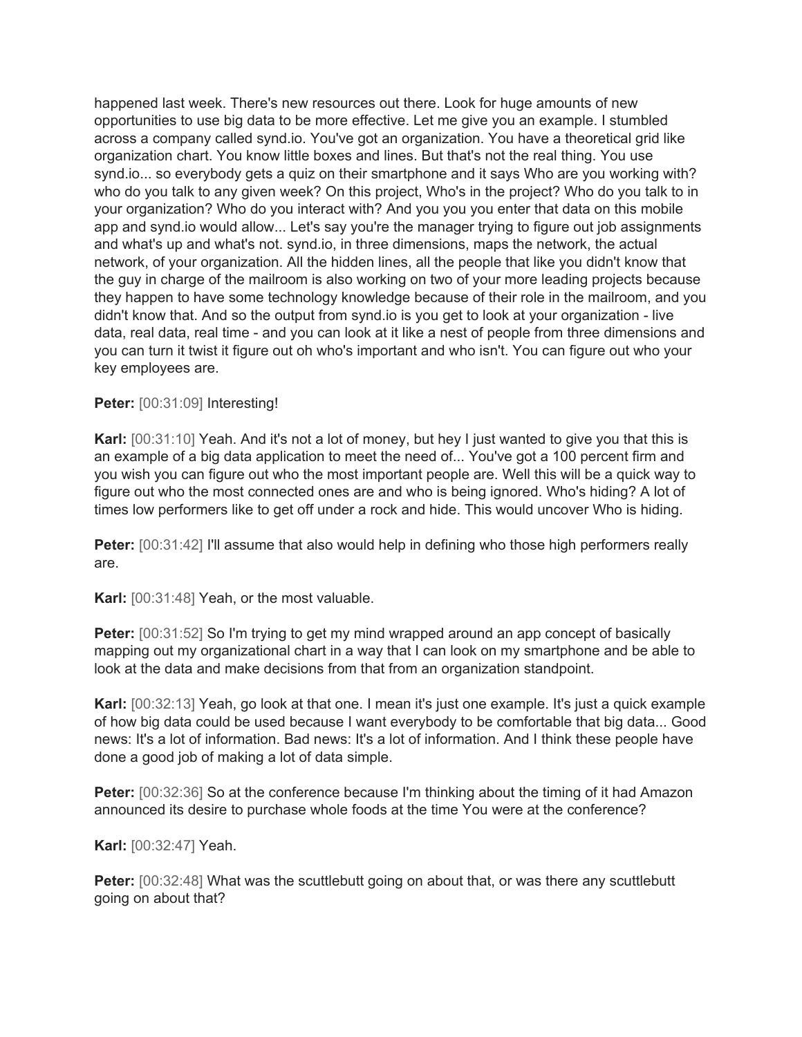happened last week. There's new resources out there. Look for huge amounts of new opportunities to use big data to be more effective. Let me give you an example. I stumbled across a company called synd.io. You've got an organization. You have a theoretical grid like organization chart. You know little boxes and lines. But that's not the real thing. You use synd.io... so everybody gets a quiz on their smartphone and it says Who are you working with? who do you talk to any given week? On this project, Who's in the project? Who do you talk to in your organization? Who do you interact with? And you you you enter that data on this mobile app and synd.io would allow... Let's say you're the manager trying to figure out job assignments and what's up and what's not. synd.io, in three dimensions, maps the network, the actual network, of your organization. All the hidden lines, all the people that like you didn't know that the guy in charge of the mailroom is also working on two of your more leading projects because they happen to have some technology knowledge because of their role in the mailroom, and you didn't know that. And so the output from synd.io is you get to look at your organization - live data, real data, real time - and you can look at it like a nest of people from three dimensions and you can turn it twist it figure out oh who's important and who isn't. You can figure out who your key employees are.

**Peter:** [00:31:09] Interesting!

**Karl:** [00:31:10] Yeah. And it's not a lot of money, but hey I just wanted to give you that this is an example of a big data application to meet the need of... You've got a 100 percent firm and you wish you can figure out who the most important people are. Well this will be a quick way to figure out who the most connected ones are and who is being ignored. Who's hiding? A lot of times low performers like to get off under a rock and hide. This would uncover Who is hiding.

**Peter:** [00:31:42] I'll assume that also would help in defining who those high performers really are.

**Karl:** [00:31:48] Yeah, or the most valuable.

**Peter:** [00:31:52] So I'm trying to get my mind wrapped around an app concept of basically mapping out my organizational chart in a way that I can look on my smartphone and be able to look at the data and make decisions from that from an organization standpoint.

**Karl:** [00:32:13] Yeah, go look at that one. I mean it's just one example. It's just a quick example of how big data could be used because I want everybody to be comfortable that big data... Good news: It's a lot of information. Bad news: It's a lot of information. And I think these people have done a good job of making a lot of data simple.

**Peter:** [00:32:36] So at the conference because I'm thinking about the timing of it had Amazon announced its desire to purchase whole foods at the time You were at the conference?

**Karl:** [00:32:47] Yeah.

**Peter:** [00:32:48] What was the scuttlebutt going on about that, or was there any scuttlebutt going on about that?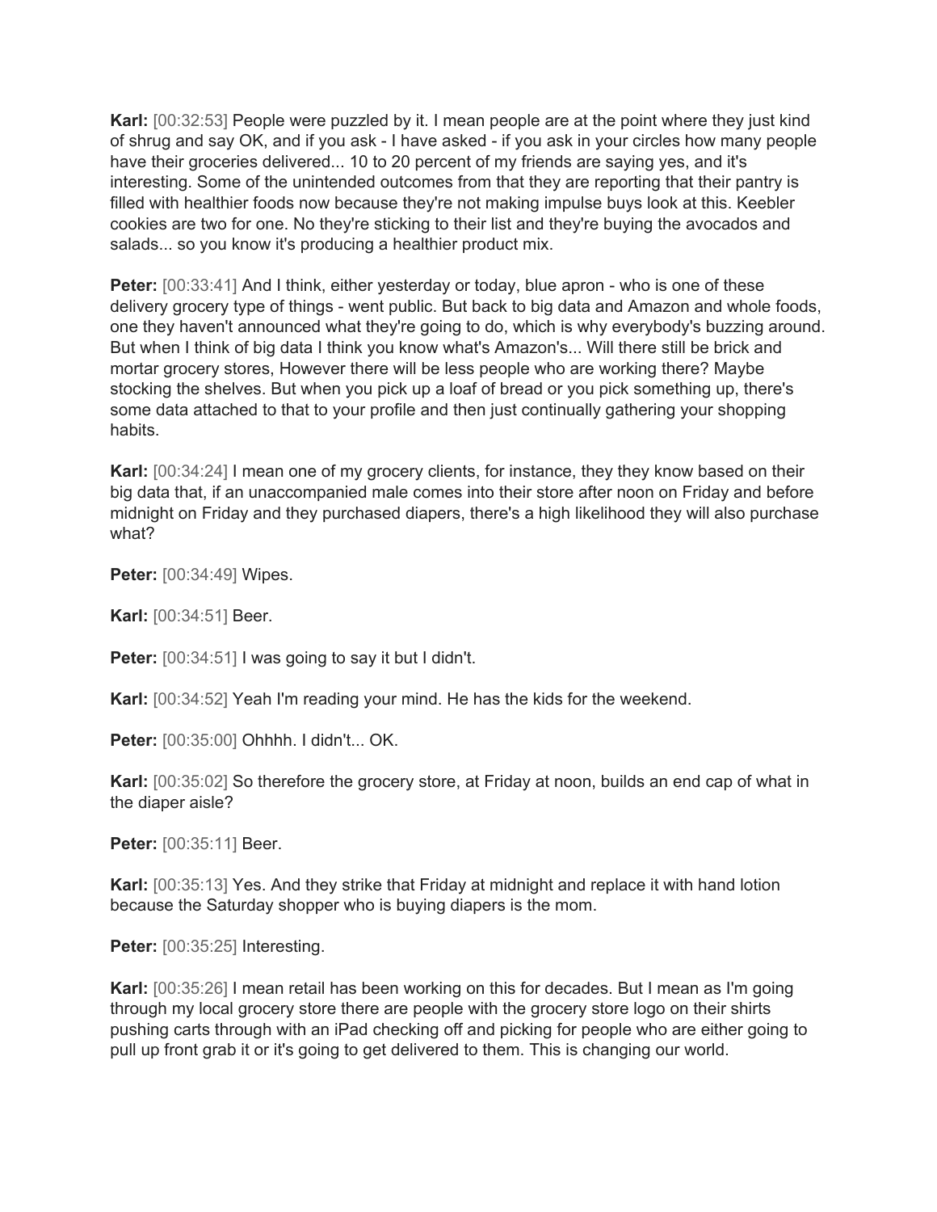**Karl:** [00:32:53] People were puzzled by it. I mean people are at the point where they just kind of shrug and say OK, and if you ask - I have asked - if you ask in your circles how many people have their groceries delivered... 10 to 20 percent of my friends are saying yes, and it's interesting. Some of the unintended outcomes from that they are reporting that their pantry is filled with healthier foods now because they're not making impulse buys look at this. Keebler cookies are two for one. No they're sticking to their list and they're buying the avocados and salads... so you know it's producing a healthier product mix.

**Peter:** [00:33:41] And I think, either yesterday or today, blue apron - who is one of these delivery grocery type of things - went public. But back to big data and Amazon and whole foods, one they haven't announced what they're going to do, which is why everybody's buzzing around. But when I think of big data I think you know what's Amazon's... Will there still be brick and mortar grocery stores, However there will be less people who are working there? Maybe stocking the shelves. But when you pick up a loaf of bread or you pick something up, there's some data attached to that to your profile and then just continually gathering your shopping habits.

**Karl:** [00:34:24] I mean one of my grocery clients, for instance, they they know based on their big data that, if an unaccompanied male comes into their store after noon on Friday and before midnight on Friday and they purchased diapers, there's a high likelihood they will also purchase what?

**Peter:** [00:34:49] Wipes.

**Karl:** [00:34:51] Beer.

**Peter:** [00:34:51] I was going to say it but I didn't.

**Karl:** [00:34:52] Yeah I'm reading your mind. He has the kids for the weekend.

**Peter:** [00:35:00] Ohhhh. I didn't... OK.

**Karl:** [00:35:02] So therefore the grocery store, at Friday at noon, builds an end cap of what in the diaper aisle?

**Peter:** [00:35:11] Beer.

**Karl:** [00:35:13] Yes. And they strike that Friday at midnight and replace it with hand lotion because the Saturday shopper who is buying diapers is the mom.

**Peter:** [00:35:25] Interesting.

**Karl:** [00:35:26] I mean retail has been working on this for decades. But I mean as I'm going through my local grocery store there are people with the grocery store logo on their shirts pushing carts through with an iPad checking off and picking for people who are either going to pull up front grab it or it's going to get delivered to them. This is changing our world.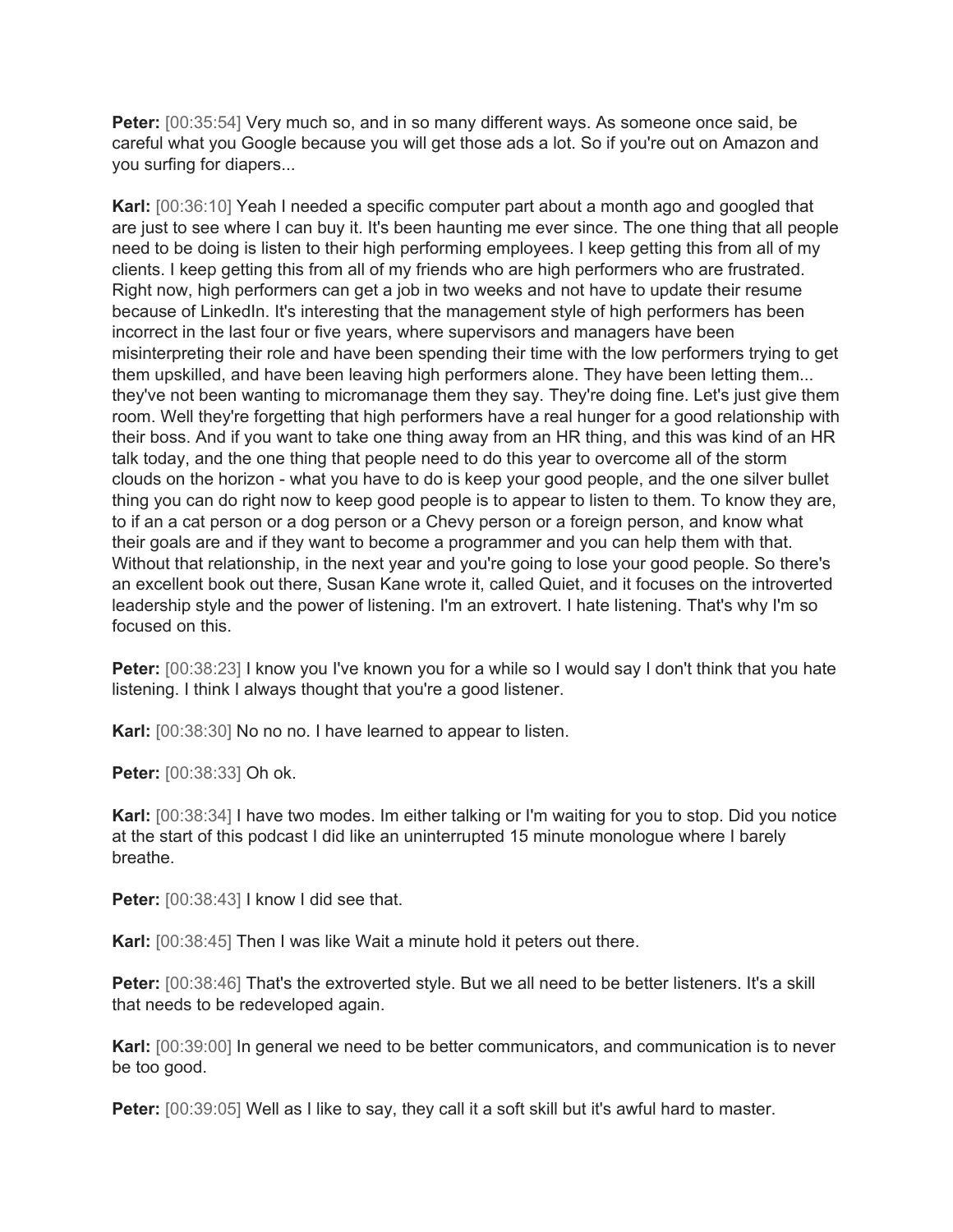**Peter:** [00:35:54] Very much so, and in so many different ways. As someone once said, be careful what you Google because you will get those ads a lot. So if you're out on Amazon and you surfing for diapers...

**Karl:** [00:36:10] Yeah I needed a specific computer part about a month ago and googled that are just to see where I can buy it. It's been haunting me ever since. The one thing that all people need to be doing is listen to their high performing employees. I keep getting this from all of my clients. I keep getting this from all of my friends who are high performers who are frustrated. Right now, high performers can get a job in two weeks and not have to update their resume because of LinkedIn. It's interesting that the management style of high performers has been incorrect in the last four or five years, where supervisors and managers have been misinterpreting their role and have been spending their time with the low performers trying to get them upskilled, and have been leaving high performers alone. They have been letting them... they've not been wanting to micromanage them they say. They're doing fine. Let's just give them room. Well they're forgetting that high performers have a real hunger for a good relationship with their boss. And if you want to take one thing away from an HR thing, and this was kind of an HR talk today, and the one thing that people need to do this year to overcome all of the storm clouds on the horizon - what you have to do is keep your good people, and the one silver bullet thing you can do right now to keep good people is to appear to listen to them. To know they are, to if an a cat person or a dog person or a Chevy person or a foreign person, and know what their goals are and if they want to become a programmer and you can help them with that. Without that relationship, in the next year and you're going to lose your good people. So there's an excellent book out there, Susan Kane wrote it, called Quiet, and it focuses on the introverted leadership style and the power of listening. I'm an extrovert. I hate listening. That's why I'm so focused on this.

**Peter:** [00:38:23] I know you I've known you for a while so I would say I don't think that you hate listening. I think I always thought that you're a good listener.

**Karl:** [00:38:30] No no no. I have learned to appear to listen.

**Peter:** [00:38:33] Oh ok.

**Karl:** [00:38:34] I have two modes. Im either talking or I'm waiting for you to stop. Did you notice at the start of this podcast I did like an uninterrupted 15 minute monologue where I barely breathe.

**Peter:** [00:38:43] I know I did see that.

**Karl:** [00:38:45] Then I was like Wait a minute hold it peters out there.

**Peter:** [00:38:46] That's the extroverted style. But we all need to be better listeners. It's a skill that needs to be redeveloped again.

**Karl:** [00:39:00] In general we need to be better communicators, and communication is to never be too good.

**Peter:** [00:39:05] Well as I like to say, they call it a soft skill but it's awful hard to master.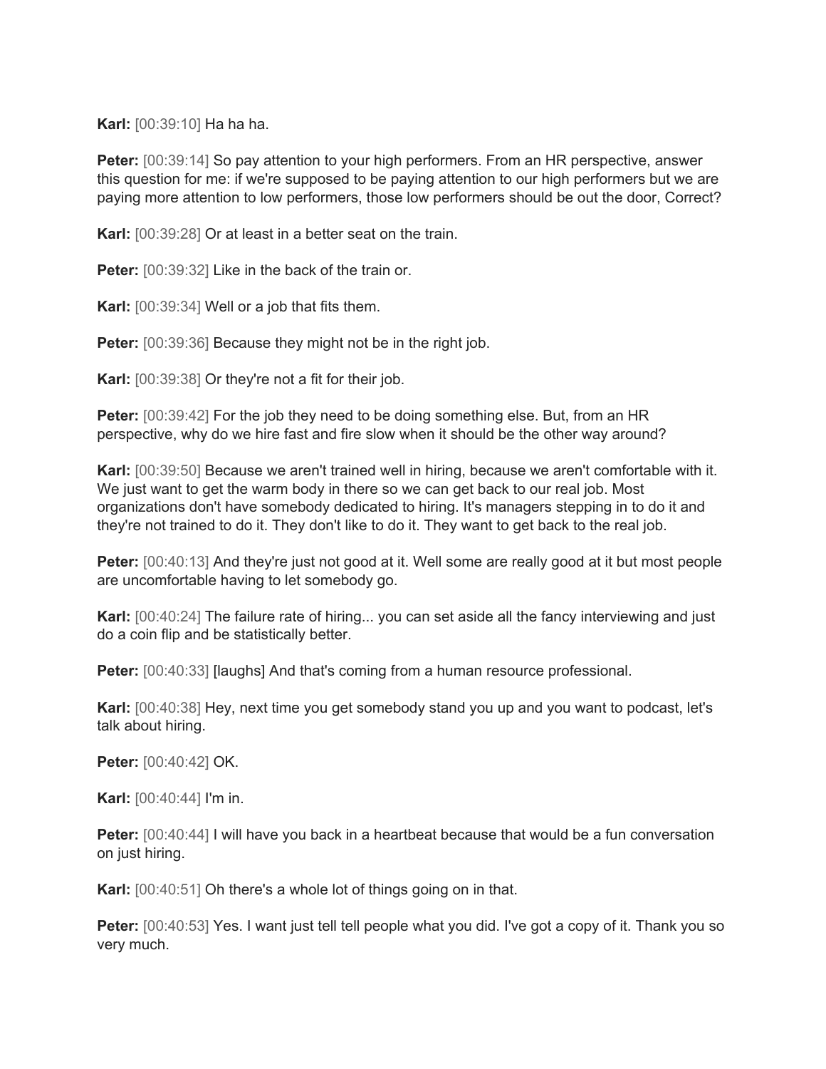**Karl:** [00:39:10] Ha ha ha.

**Peter:** [00:39:14] So pay attention to your high performers. From an HR perspective, answer this question for me: if we're supposed to be paying attention to our high performers but we are paying more attention to low performers, those low performers should be out the door, Correct?

**Karl:** [00:39:28] Or at least in a better seat on the train.

**Peter:** [00:39:32] Like in the back of the train or.

**Karl:** [00:39:34] Well or a job that fits them.

**Peter:** [00:39:36] Because they might not be in the right job.

**Karl:** [00:39:38] Or they're not a fit for their job.

**Peter:** [00:39:42] For the job they need to be doing something else. But, from an HR perspective, why do we hire fast and fire slow when it should be the other way around?

**Karl:** [00:39:50] Because we aren't trained well in hiring, because we aren't comfortable with it. We just want to get the warm body in there so we can get back to our real job. Most organizations don't have somebody dedicated to hiring. It's managers stepping in to do it and they're not trained to do it. They don't like to do it. They want to get back to the real job.

**Peter:** [00:40:13] And they're just not good at it. Well some are really good at it but most people are uncomfortable having to let somebody go.

**Karl:** [00:40:24] The failure rate of hiring... you can set aside all the fancy interviewing and just do a coin flip and be statistically better.

**Peter:** [00:40:33] [laughs] And that's coming from a human resource professional.

**Karl:** [00:40:38] Hey, next time you get somebody stand you up and you want to podcast, let's talk about hiring.

**Peter:** [00:40:42] OK.

**Karl:** [00:40:44] I'm in.

**Peter:** [00:40:44] I will have you back in a heartbeat because that would be a fun conversation on just hiring.

**Karl:** [00:40:51] Oh there's a whole lot of things going on in that.

**Peter:** [00:40:53] Yes. I want just tell tell people what you did. I've got a copy of it. Thank you so very much.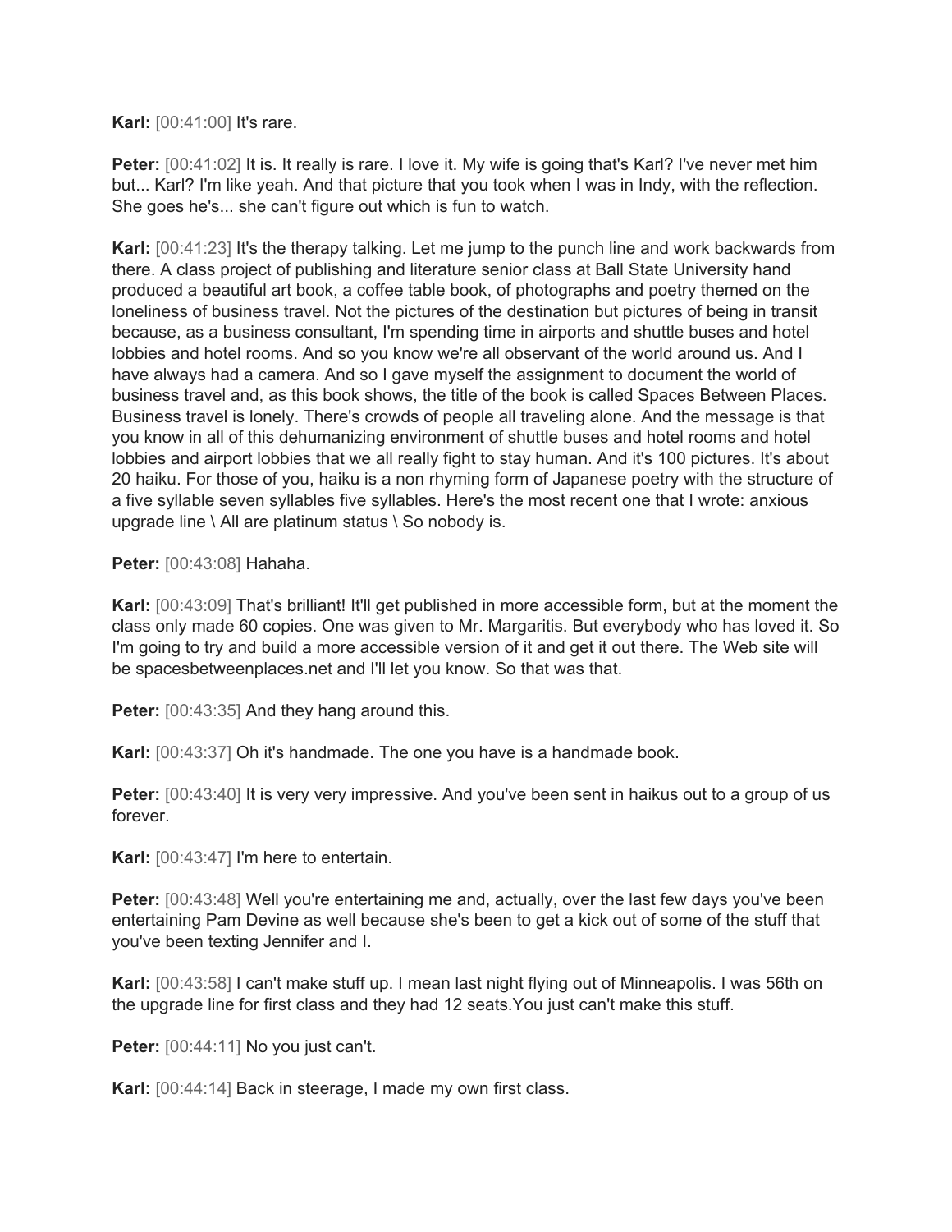**Karl:** [00:41:00] It's rare.

**Peter:** [00:41:02] It is. It really is rare. I love it. My wife is going that's Karl? I've never met him but... Karl? I'm like yeah. And that picture that you took when I was in Indy, with the reflection. She goes he's... she can't figure out which is fun to watch.

**Karl:** [00:41:23] It's the therapy talking. Let me jump to the punch line and work backwards from there. A class project of publishing and literature senior class at Ball State University hand produced a beautiful art book, a coffee table book, of photographs and poetry themed on the loneliness of business travel. Not the pictures of the destination but pictures of being in transit because, as a business consultant, I'm spending time in airports and shuttle buses and hotel lobbies and hotel rooms. And so you know we're all observant of the world around us. And I have always had a camera. And so I gave myself the assignment to document the world of business travel and, as this book shows, the title of the book is called Spaces Between Places. Business travel is lonely. There's crowds of people all traveling alone. And the message is that you know in all of this dehumanizing environment of shuttle buses and hotel rooms and hotel lobbies and airport lobbies that we all really fight to stay human. And it's 100 pictures. It's about 20 haiku. For those of you, haiku is a non rhyming form of Japanese poetry with the structure of a five syllable seven syllables five syllables. Here's the most recent one that I wrote: anxious upgrade line \ All are platinum status \ So nobody is.

**Peter:** [00:43:08] Hahaha.

**Karl:** [00:43:09] That's brilliant! It'll get published in more accessible form, but at the moment the class only made 60 copies. One was given to Mr. Margaritis. But everybody who has loved it. So I'm going to try and build a more accessible version of it and get it out there. The Web site will be spacesbetweenplaces.net and I'll let you know. So that was that.

**Peter:** [00:43:35] And they hang around this.

**Karl:** [00:43:37] Oh it's handmade. The one you have is a handmade book.

**Peter:** [00:43:40] It is very very impressive. And you've been sent in haikus out to a group of us forever.

**Karl:** [00:43:47] I'm here to entertain.

**Peter:** [00:43:48] Well you're entertaining me and, actually, over the last few days you've been entertaining Pam Devine as well because she's been to get a kick out of some of the stuff that you've been texting Jennifer and I.

**Karl:** [00:43:58] I can't make stuff up. I mean last night flying out of Minneapolis. I was 56th on the upgrade line for first class and they had 12 seats.You just can't make this stuff.

**Peter:** [00:44:11] No you just can't.

**Karl:** [00:44:14] Back in steerage, I made my own first class.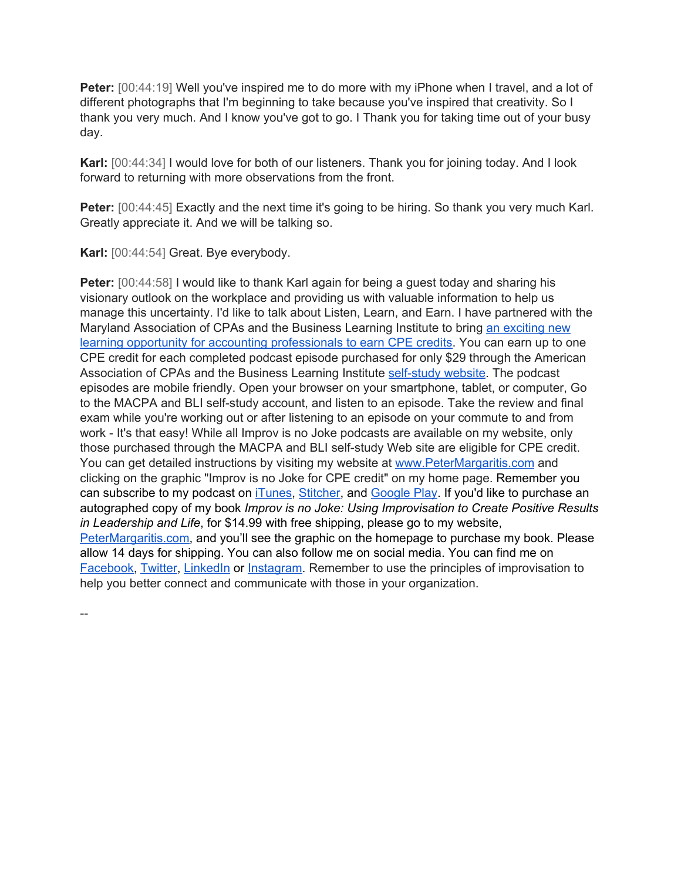**Peter:** [00:44:19] Well you've inspired me to do more with my iPhone when I travel, and a lot of different photographs that I'm beginning to take because you've inspired that creativity. So I thank you very much. And I know you've got to go. I Thank you for taking time out of your busy day.

**Karl:** [00:44:34] I would love for both of our listeners. Thank you for joining today. And I look forward to returning with more observations from the front.

**Peter:** [00:44:45] Exactly and the next time it's going to be hiring. So thank you very much Karl. Greatly appreciate it. And we will be talking so.

**Karl:** [00:44:54] Great. Bye everybody.

**Peter:** [00:44:58] I would like to thank Karl again for being a guest today and sharing his visionary outlook on the workplace and providing us with valuable information to help us manage this uncertainty. I'd like to talk about Listen, Learn, and Earn. I have partnered with the Maryland Association of CPAs and the Business Learning Institute to bring an exciting new learning opportunity for accounting professionals to earn CPE credits. You can earn up to one CPE credit for each completed podcast episode purchased for only $29 through the American Association of CPAs and the Business Learning Institute self-study website. The podcast episodes are mobile friendly. Open your browser on your smartphone, tablet, or computer, Go to the MACPA and BLI self-study account, and listen to an episode. Take the review and final exam while you're working out or after listening to an episode on your commute to and from work - It's that easy! While all Improv is no Joke podcasts are available on my website, only those purchased through the MACPA and BLI self-study Web site are eligible for CPE credit. You can get detailed instructions by visiting my website at www.PeterMargaritis.com and clicking on the graphic "Improv is no Joke for CPE credit" on my home page. Remember you can subscribe to my podcast on iTunes, Stitcher, and Google Play. If you'd like to purchase an autographed copy of my book *Improv is no Joke: Using Improvisation to Create Positive Results in Leadership and Life*, for $14.99 with free shipping, please go to my website, PeterMargaritis.com, and you'll see the graphic on the homepage to purchase my book. Please allow 14 days for shipping. You can also follow me on social media. You can find me on Facebook, Twitter, LinkedIn or Instagram. Remember to use the principles of improvisation to help you better connect and communicate with those in your organization.

--